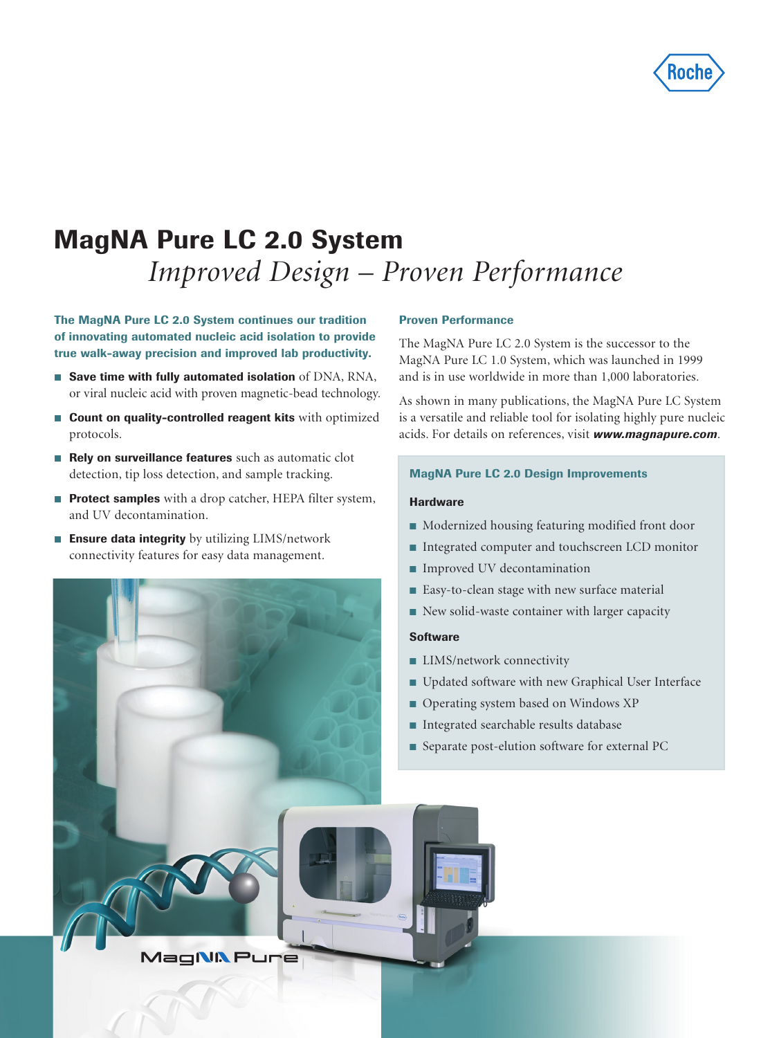# MagNA Pure LC 2.0 System

## *Improved Design – Proven Performance*

**The MagNA Pure LC 2.0 System continues our tradition of innovating automated nucleic acid isolation to provide true walk-away precision and improved lab productivity.**

- **Save time with fully automated isolation** of DNA, RNA, or viral nucleic acid with proven magnetic-bead technology.
- **Count on quality-controlled reagent kits** with optimized protocols.
- **Rely on surveillance features** such as automatic clot detection, tip loss detection, and sample tracking.
- **Protect samples** with a drop catcher, HEPA filter system, and UV decontamination.
- **Ensure data integrity** by utilizing LIMS/network connectivity features for easy data management.

### Proven Performance

The MagNA Pure LC 2.0 System is the successor to the MagNA Pure LC 1.0 System, which was launched in 1999 and is in use worldwide in more than 1,000 laboratories.

As shown in many publications, the MagNA Pure LC System is a versatile and reliable tool for isolating highly pure nucleic acids. For details on references, visit ***www.magnapure.com***.

### MagNA Pure LC 2.0 Design Improvements

#### Hardware

- Modernized housing featuring modified front door
- Integrated computer and touchscreen LCD monitor
- Improved UV decontamination
- Easy-to-clean stage with new surface material
- New solid-waste container with larger capacity

#### Software

- LIMS/network connectivity
- Updated software with new Graphical User Interface
- Operating system based on Windows XP
- Integrated searchable results database
- Separate post-elution software for external PC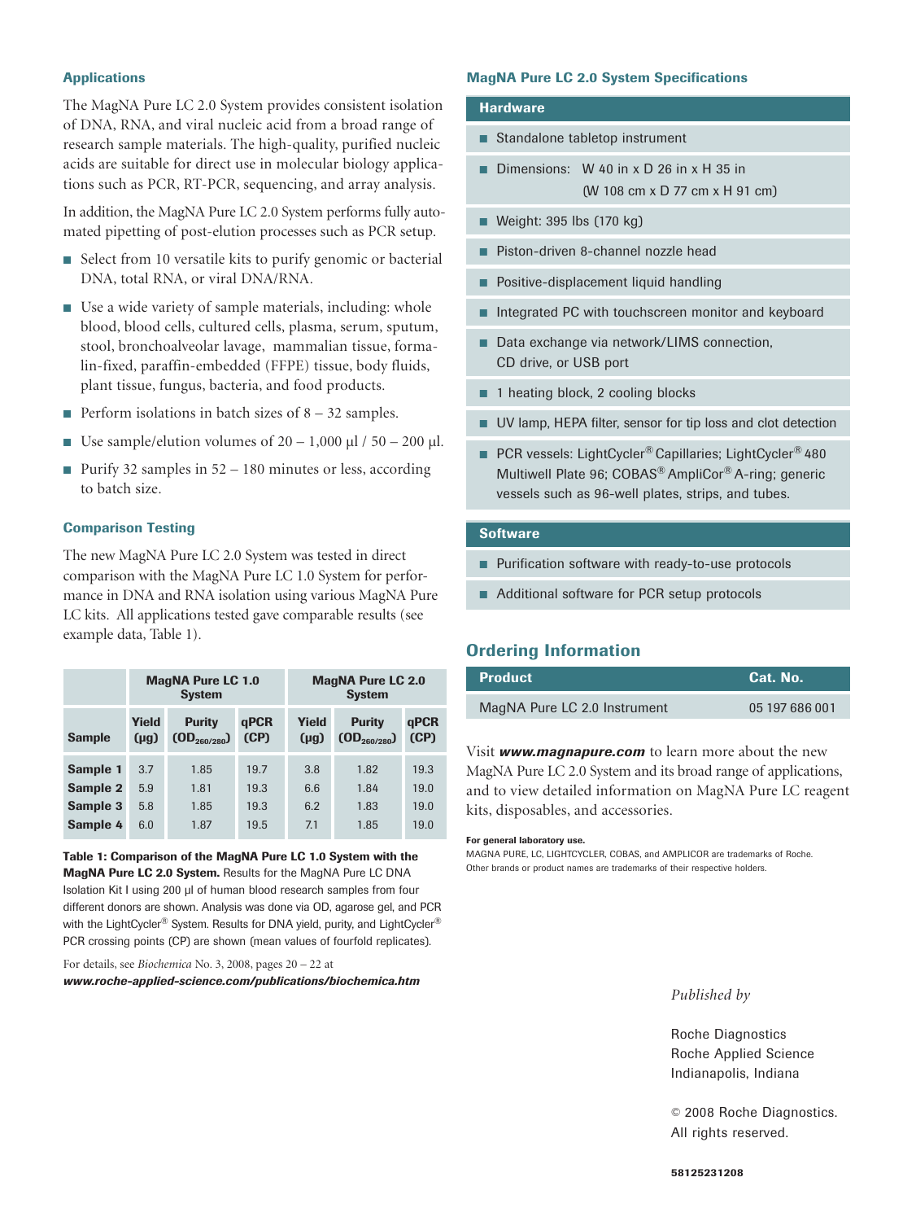### Applications

The MagNA Pure LC 2.0 System provides consistent isolation of DNA, RNA, and viral nucleic acid from a broad range of research sample materials. The high-quality, purified nucleic acids are suitable for direct use in molecular biology applications such as PCR, RT-PCR, sequencing, and array analysis.

In addition, the MagNA Pure LC 2.0 System performs fully automated pipetting of post-elution processes such as PCR setup.

- Select from 10 versatile kits to purify genomic or bacterial DNA, total RNA, or viral DNA/RNA.
- Use a wide variety of sample materials, including: whole blood, blood cells, cultured cells, plasma, serum, sputum, stool, bronchoalveolar lavage, mammalian tissue, formalin-fixed, paraffin-embedded (FFPE) tissue, body fluids, plant tissue, fungus, bacteria, and food products.
- Perform isolations in batch sizes of 8 – 32 samples.
- Use sample/elution volumes of 20 – 1,000 µl / 50 – 200 µl.
- Purify 32 samples in 52 – 180 minutes or less, according to batch size.

### Comparison Testing

The new MagNA Pure LC 2.0 System was tested in direct comparison with the MagNA Pure LC 1.0 System for performance in DNA and RNA isolation using various MagNA Pure LC kits. All applications tested gave comparable results (see example data, Table 1).

| | MagNA Pure LC 1.0 System | | | MagNA Pure LC 2.0 System | | |
|---|---|---|---|---|---|---|
| **Sample** | **Yield (µg)** | **Purity ($OD_{260/280}$)** | **qPCR (CP)** | **Yield (µg)** | **Purity ($OD_{260/280}$)** | **qPCR (CP)** |
| **Sample 1** | 3.7 | 1.85 | 19.7 | 3.8 | 1.82 | 19.3 |
| **Sample 2** | 5.9 | 1.81 | 19.3 | 6.6 | 1.84 | 19.0 |
| **Sample 3** | 5.8 | 1.85 | 19.3 | 6.2 | 1.83 | 19.0 |
| **Sample 4** | 6.0 | 1.87 | 19.5 | 7.1 | 1.85 | 19.0 |

**Table 1: Comparison of the MagNA Pure LC 1.0 System with the MagNA Pure LC 2.0 System.** Results for the MagNA Pure LC DNA Isolation Kit I using 200 µl of human blood research samples from four different donors are shown. Analysis was done via OD, agarose gel, and PCR with the LightCycler® System. Results for DNA yield, purity, and LightCycler® PCR crossing points (CP) are shown (mean values of fourfold replicates).

For details, see *Biochemica* No. 3, 2008, pages 20 – 22 at
***www.roche-applied-science.com/publications/biochemica.htm***

### MagNA Pure LC 2.0 System Specifications

**Hardware**

- Standalone tabletop instrument
- Dimensions: W 40 in x D 26 in x H 35 in (W 108 cm x D 77 cm x H 91 cm)
- Weight: 395 lbs (170 kg)
- Piston-driven 8-channel nozzle head
- Positive-displacement liquid handling
- Integrated PC with touchscreen monitor and keyboard
- Data exchange via network/LIMS connection, CD drive, or USB port
- 1 heating block, 2 cooling blocks
- UV lamp, HEPA filter, sensor for tip loss and clot detection
- PCR vessels: LightCycler® Capillaries; LightCycler® 480 Multiwell Plate 96; COBAS® AmpliCor® A-ring; generic vessels such as 96-well plates, strips, and tubes.

**Software**

- Purification software with ready-to-use protocols
- Additional software for PCR setup protocols

## Ordering Information

| Product | Cat. No. |
|---|---|
| MagNA Pure LC 2.0 Instrument | 05 197 686 001 |

Visit ***www.magnapure.com*** to learn more about the new MagNA Pure LC 2.0 System and its broad range of applications, and to view detailed information on MagNA Pure LC reagent kits, disposables, and accessories.

**For general laboratory use.**

MAGNA PURE, LC, LIGHTCYCLER, COBAS, and AMPLICOR are trademarks of Roche.
Other brands or product names are trademarks of their respective holders.

*Published by*

Roche Diagnostics
Roche Applied Science
Indianapolis, Indiana

© 2008 Roche Diagnostics.
All rights reserved.

**58125231208**